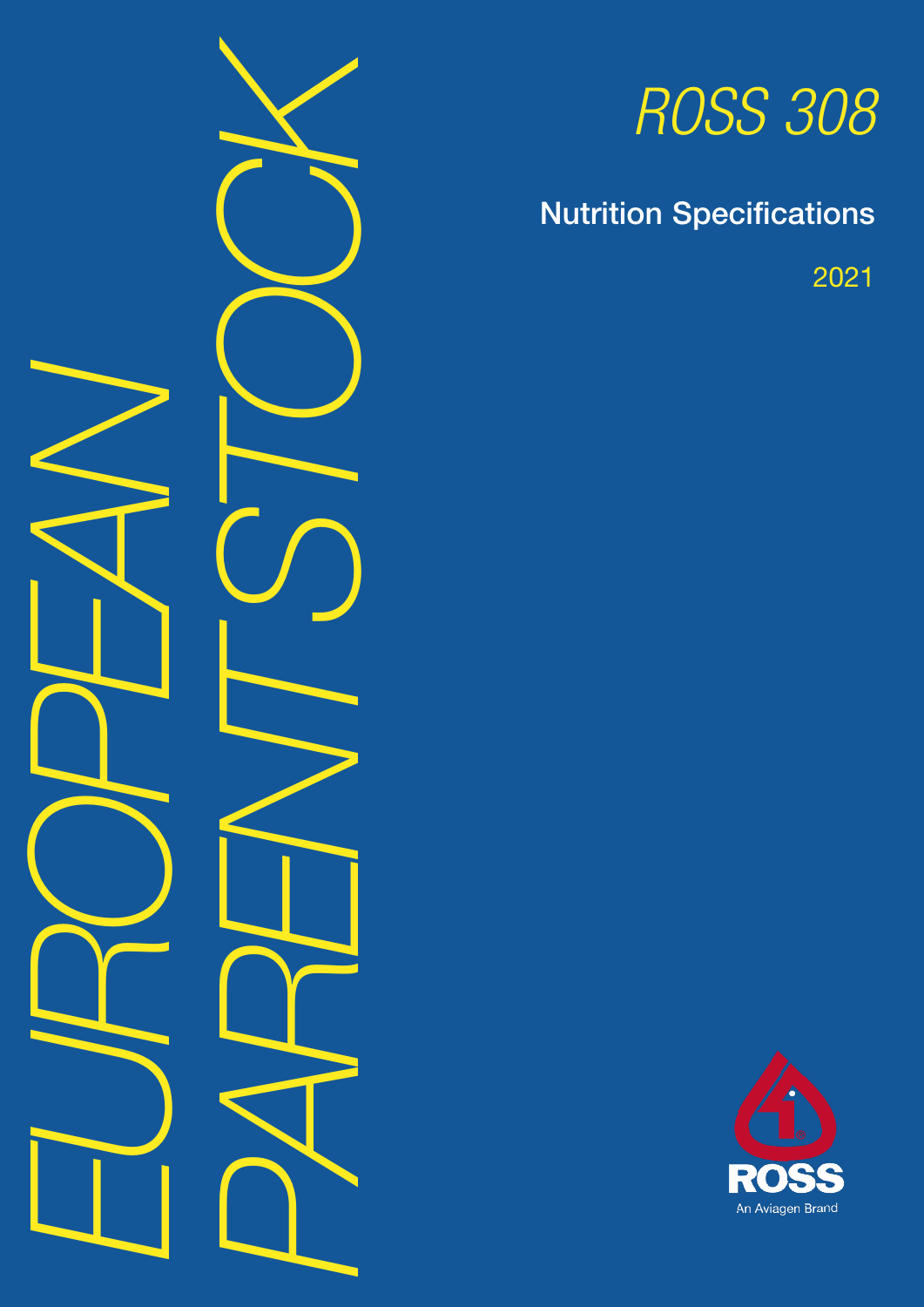# ROSS 308

## EUROPEAN PARENT STOCK

## Nutrition Specifications

2021

ROSS

An Aviagen Brand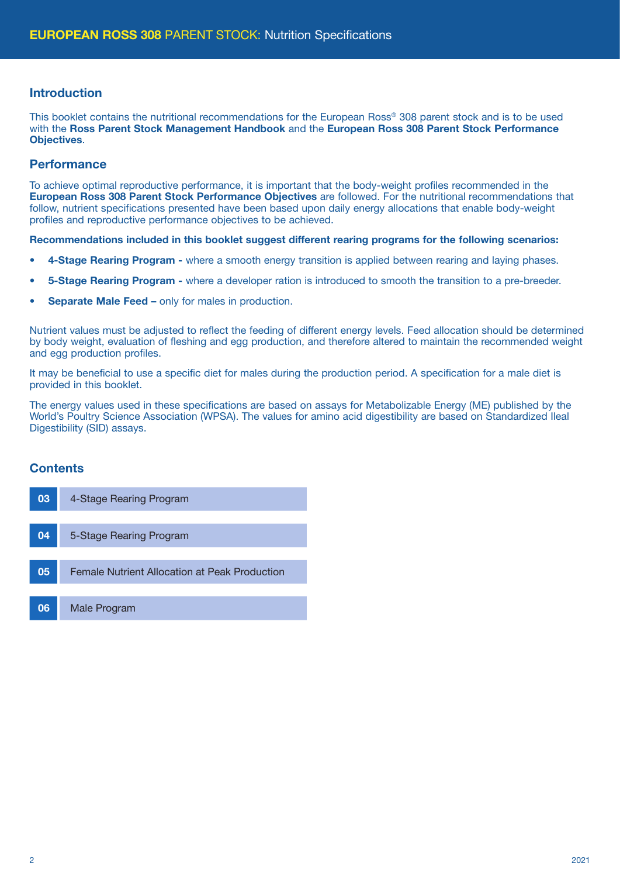## Introduction

This booklet contains the nutritional recommendations for the European Ross® 308 parent stock and is to be used with the **Ross Parent Stock Management Handbook** and the **European Ross 308 Parent Stock Performance Objectives**.

## Performance

To achieve optimal reproductive performance, it is important that the body-weight profiles recommended in the **European Ross 308 Parent Stock Performance Objectives** are followed. For the nutritional recommendations that follow, nutrient specifications presented have been based upon daily energy allocations that enable body-weight profiles and reproductive performance objectives to be achieved.

**Recommendations included in this booklet suggest different rearing programs for the following scenarios:**

- **4-Stage Rearing Program -** where a smooth energy transition is applied between rearing and laying phases.
- **5-Stage Rearing Program -** where a developer ration is introduced to smooth the transition to a pre-breeder.
- **Separate Male Feed –** only for males in production.

Nutrient values must be adjusted to reflect the feeding of different energy levels. Feed allocation should be determined by body weight, evaluation of fleshing and egg production, and therefore altered to maintain the recommended weight and egg production profiles.

It may be beneficial to use a specific diet for males during the production period. A specification for a male diet is provided in this booklet.

The energy values used in these specifications are based on assays for Metabolizable Energy (ME) published by the World's Poultry Science Association (WPSA). The values for amino acid digestibility are based on Standardized Ileal Digestibility (SID) assays.

## Contents

| | |
|---|---|
| 03 | 4-Stage Rearing Program |
| 04 | 5-Stage Rearing Program |
| 05 | Female Nutrient Allocation at Peak Production |
| 06 | Male Program |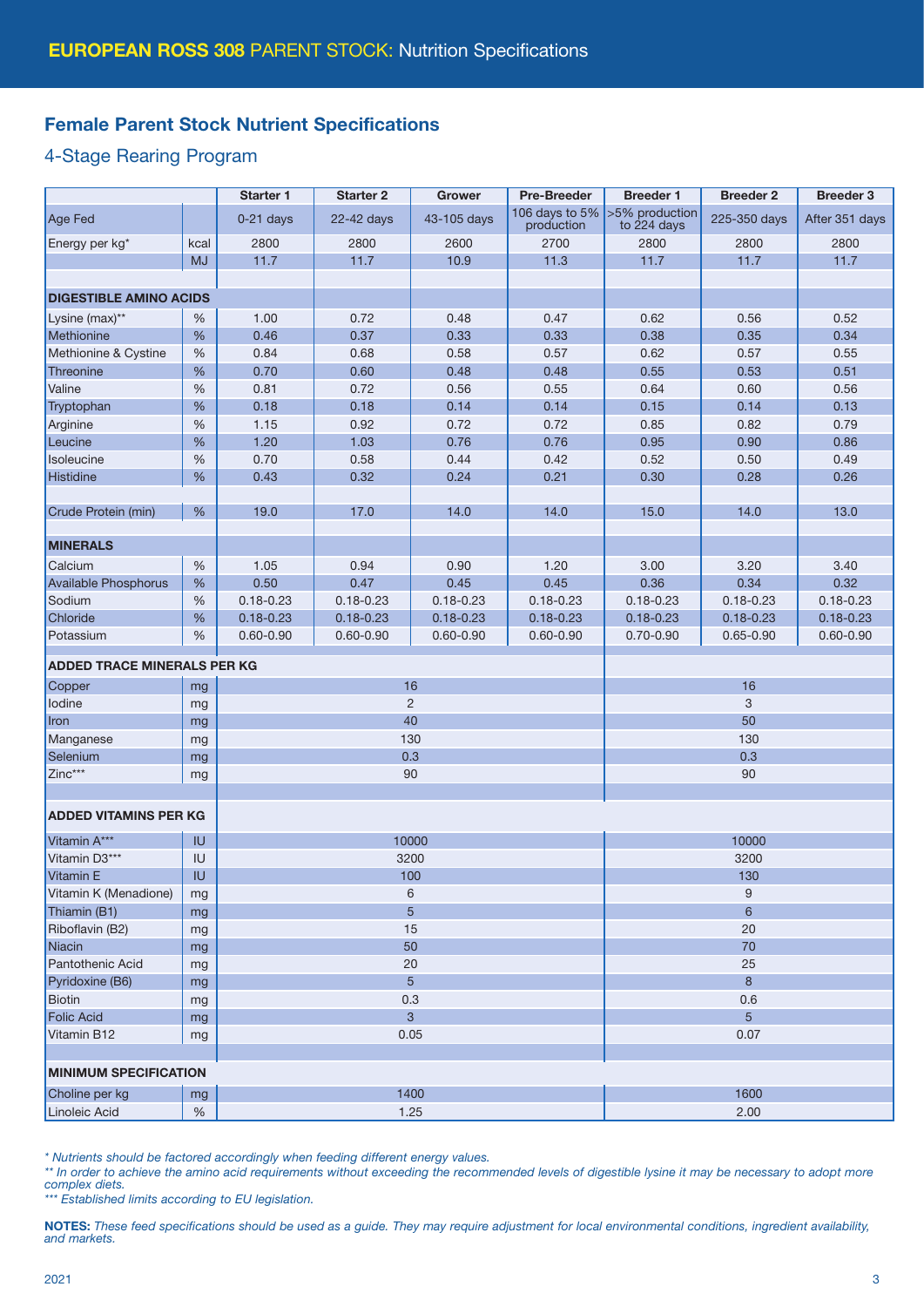# EUROPEAN ROSS 308 PARENT STOCK: Nutrition Specifications

## Female Parent Stock Nutrient Specifications

### 4-Stage Rearing Program

| | | Starter 1 | Starter 2 | Grower | Pre-Breeder | Breeder 1 | Breeder 2 | Breeder 3 |
|---|---|---|---|---|---|---|---|---|
| Age Fed | | 0-21 days | 22-42 days | 43-105 days | 106 days to 5% production | >5% production to 224 days | 225-350 days | After 351 days |
| Energy per kg* | kcal | 2800 | 2800 | 2600 | 2700 | 2800 | 2800 | 2800 |
| | MJ | 11.7 | 11.7 | 10.9 | 11.3 | 11.7 | 11.7 | 11.7 |
| **DIGESTIBLE AMINO ACIDS** | | | | | | | | |
| Lysine (max)** | % | 1.00 | 0.72 | 0.48 | 0.47 | 0.62 | 0.56 | 0.52 |
| Methionine | % | 0.46 | 0.37 | 0.33 | 0.33 | 0.38 | 0.35 | 0.34 |
| Methionine & Cystine | % | 0.84 | 0.68 | 0.58 | 0.57 | 0.62 | 0.57 | 0.55 |
| Threonine | % | 0.70 | 0.60 | 0.48 | 0.48 | 0.55 | 0.53 | 0.51 |
| Valine | % | 0.81 | 0.72 | 0.56 | 0.55 | 0.64 | 0.60 | 0.56 |
| Tryptophan | % | 0.18 | 0.18 | 0.14 | 0.14 | 0.15 | 0.14 | 0.13 |
| Arginine | % | 1.15 | 0.92 | 0.72 | 0.72 | 0.85 | 0.82 | 0.79 |
| Leucine | % | 1.20 | 1.03 | 0.76 | 0.76 | 0.95 | 0.90 | 0.86 |
| Isoleucine | % | 0.70 | 0.58 | 0.44 | 0.42 | 0.52 | 0.50 | 0.49 |
| Histidine | % | 0.43 | 0.32 | 0.24 | 0.21 | 0.30 | 0.28 | 0.26 |
| Crude Protein (min) | % | 19.0 | 17.0 | 14.0 | 14.0 | 15.0 | 14.0 | 13.0 |
| **MINERALS** | | | | | | | | |
| Calcium | % | 1.05 | 0.94 | 0.90 | 1.20 | 3.00 | 3.20 | 3.40 |
| Available Phosphorus | % | 0.50 | 0.47 | 0.45 | 0.45 | 0.36 | 0.34 | 0.32 |
| Sodium | % | 0.18-0.23 | 0.18-0.23 | 0.18-0.23 | 0.18-0.23 | 0.18-0.23 | 0.18-0.23 | 0.18-0.23 |
| Chloride | % | 0.18-0.23 | 0.18-0.23 | 0.18-0.23 | 0.18-0.23 | 0.18-0.23 | 0.18-0.23 | 0.18-0.23 |
| Potassium | % | 0.60-0.90 | 0.60-0.90 | 0.60-0.90 | 0.60-0.90 | 0.70-0.90 | 0.65-0.90 | 0.60-0.90 |
| **ADDED TRACE MINERALS PER KG** | | | | | | | | |
| Copper | mg | 16 | | | | 16 | | |
| Iodine | mg | 2 | | | | 3 | | |
| Iron | mg | 40 | | | | 50 | | |
| Manganese | mg | 130 | | | | 130 | | |
| Selenium | mg | 0.3 | | | | 0.3 | | |
| Zinc*** | mg | 90 | | | | 90 | | |
| **ADDED VITAMINS PER KG** | | | | | | | | |
| Vitamin A*** | IU | 10000 | | | | 10000 | | |
| Vitamin D3*** | IU | 3200 | | | | 3200 | | |
| Vitamin E | IU | 100 | | | | 130 | | |
| Vitamin K (Menadione) | mg | 6 | | | | 9 | | |
| Thiamin (B1) | mg | 5 | | | | 6 | | |
| Riboflavin (B2) | mg | 15 | | | | 20 | | |
| Niacin | mg | 50 | | | | 70 | | |
| Pantothenic Acid | mg | 20 | | | | 25 | | |
| Pyridoxine (B6) | mg | 5 | | | | 8 | | |
| Biotin | mg | 0.3 | | | | 0.6 | | |
| Folic Acid | mg | 3 | | | | 5 | | |
| Vitamin B12 | mg | 0.05 | | | | 0.07 | | |
| **MINIMUM SPECIFICATION** | | | | | | | | |
| Choline per kg | mg | 1400 | | | | 1600 | | |
| Linoleic Acid | % | 1.25 | | | | 2.00 | | |

*\* Nutrients should be factored accordingly when feeding different energy values.*

*\*\* In order to achieve the amino acid requirements without exceeding the recommended levels of digestible lysine it may be necessary to adopt more complex diets.*

*\*\*\* Established limits according to EU legislation.*

**NOTES:** *These feed specifications should be used as a guide. They may require adjustment for local environmental conditions, ingredient availability, and markets.*

2021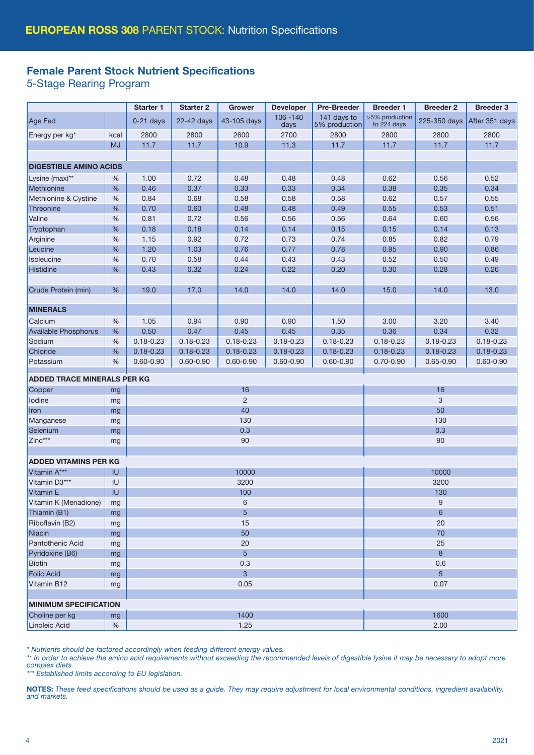# EUROPEAN ROSS 308 PARENT STOCK: Nutrition Specifications

## Female Parent Stock Nutrient Specifications

### 5-Stage Rearing Program

| | | Starter 1 | Starter 2 | Grower | Developer | Pre-Breeder | Breeder 1 | Breeder 2 | Breeder 3 |
|---|---|---|---|---|---|---|---|---|---|
| Age Fed | | 0-21 days | 22-42 days | 43-105 days | 106 -140 days | 141 days to 5% production | >5% production to 224 days | 225-350 days | After 351 days |
| Energy per kg* | kcal | 2800 | 2800 | 2600 | 2700 | 2800 | 2800 | 2800 | 2800 |
| | MJ | 11.7 | 11.7 | 10.9 | 11.3 | 11.7 | 11.7 | 11.7 | 11.7 |
| **DIGESTIBLE AMINO ACIDS** | | | | | | | | | |
| Lysine (max)** | % | 1.00 | 0.72 | 0.48 | 0.48 | 0.48 | 0.62 | 0.56 | 0.52 |
| Methionine | % | 0.46 | 0.37 | 0.33 | 0.33 | 0.34 | 0.38 | 0.35 | 0.34 |
| Methionine & Cystine | % | 0.84 | 0.68 | 0.58 | 0.58 | 0.58 | 0.62 | 0.57 | 0.55 |
| Threonine | % | 0.70 | 0.60 | 0.48 | 0.48 | 0.49 | 0.55 | 0.53 | 0.51 |
| Valine | % | 0.81 | 0.72 | 0.56 | 0.56 | 0.56 | 0.64 | 0.60 | 0.56 |
| Tryptophan | % | 0.18 | 0.18 | 0.14 | 0.14 | 0.15 | 0.15 | 0.14 | 0.13 |
| Arginine | % | 1.15 | 0.92 | 0.72 | 0.73 | 0.74 | 0.85 | 0.82 | 0.79 |
| Leucine | % | 1.20 | 1.03 | 0.76 | 0.77 | 0.78 | 0.95 | 0.90 | 0.86 |
| Isoleucine | % | 0.70 | 0.58 | 0.44 | 0.43 | 0.43 | 0.52 | 0.50 | 0.49 |
| Histidine | % | 0.43 | 0.32 | 0.24 | 0.22 | 0.20 | 0.30 | 0.28 | 0.26 |
| Crude Protein (min) | % | 19.0 | 17.0 | 14.0 | 14.0 | 14.0 | 15.0 | 14.0 | 13.0 |
| **MINERALS** | | | | | | | | | |
| Calcium | % | 1.05 | 0.94 | 0.90 | 0.90 | 1.50 | 3.00 | 3.20 | 3.40 |
| Available Phosphorus | % | 0.50 | 0.47 | 0.45 | 0.45 | 0.35 | 0.36 | 0.34 | 0.32 |
| Sodium | % | 0.18-0.23 | 0.18-0.23 | 0.18-0.23 | 0.18-0.23 | 0.18-0.23 | 0.18-0.23 | 0.18-0.23 | 0.18-0.23 |
| Chloride | % | 0.18-0.23 | 0.18-0.23 | 0.18-0.23 | 0.18-0.23 | 0.18-0.23 | 0.18-0.23 | 0.18-0.23 | 0.18-0.23 |
| Potassium | % | 0.60-0.90 | 0.60-0.90 | 0.60-0.90 | 0.60-0.90 | 0.60-0.90 | 0.70-0.90 | 0.65-0.90 | 0.60-0.90 |

| | | Starter 1 – Pre-Breeder | Breeder 1 – Breeder 3 |
|---|---|---|---|
| **ADDED TRACE MINERALS PER KG** | | | |
| Copper | mg | 16 | 16 |
| Iodine | mg | 2 | 3 |
| Iron | mg | 40 | 50 |
| Manganese | mg | 130 | 130 |
| Selenium | mg | 0.3 | 0.3 |
| Zinc*** | mg | 90 | 90 |
| **ADDED VITAMINS PER KG** | | | |
| Vitamin A*** | IU | 10000 | 10000 |
| Vitamin D3*** | IU | 3200 | 3200 |
| Vitamin E | IU | 100 | 130 |
| Vitamin K (Menadione) | mg | 6 | 9 |
| Thiamin (B1) | mg | 5 | 6 |
| Riboflavin (B2) | mg | 15 | 20 |
| Niacin | mg | 50 | 70 |
| Pantothenic Acid | mg | 20 | 25 |
| Pyridoxine (B6) | mg | 5 | 8 |
| Biotin | mg | 0.3 | 0.6 |
| Folic Acid | mg | 3 | 5 |
| Vitamin B12 | mg | 0.05 | 0.07 |
| **MINIMUM SPECIFICATION** | | | |
| Choline per kg | mg | 1400 | 1600 |
| Linoleic Acid | % | 1.25 | 2.00 |

*\* Nutrients should be factored accordingly when feeding different energy values.*

*\*\* In order to achieve the amino acid requirements without exceeding the recommended levels of digestible lysine it may be necessary to adopt more complex diets.*

*\*\*\* Established limits according to EU legislation.*

**NOTES:** *These feed specifications should be used as a guide. They may require adjustment for local environmental conditions, ingredient availability, and markets.*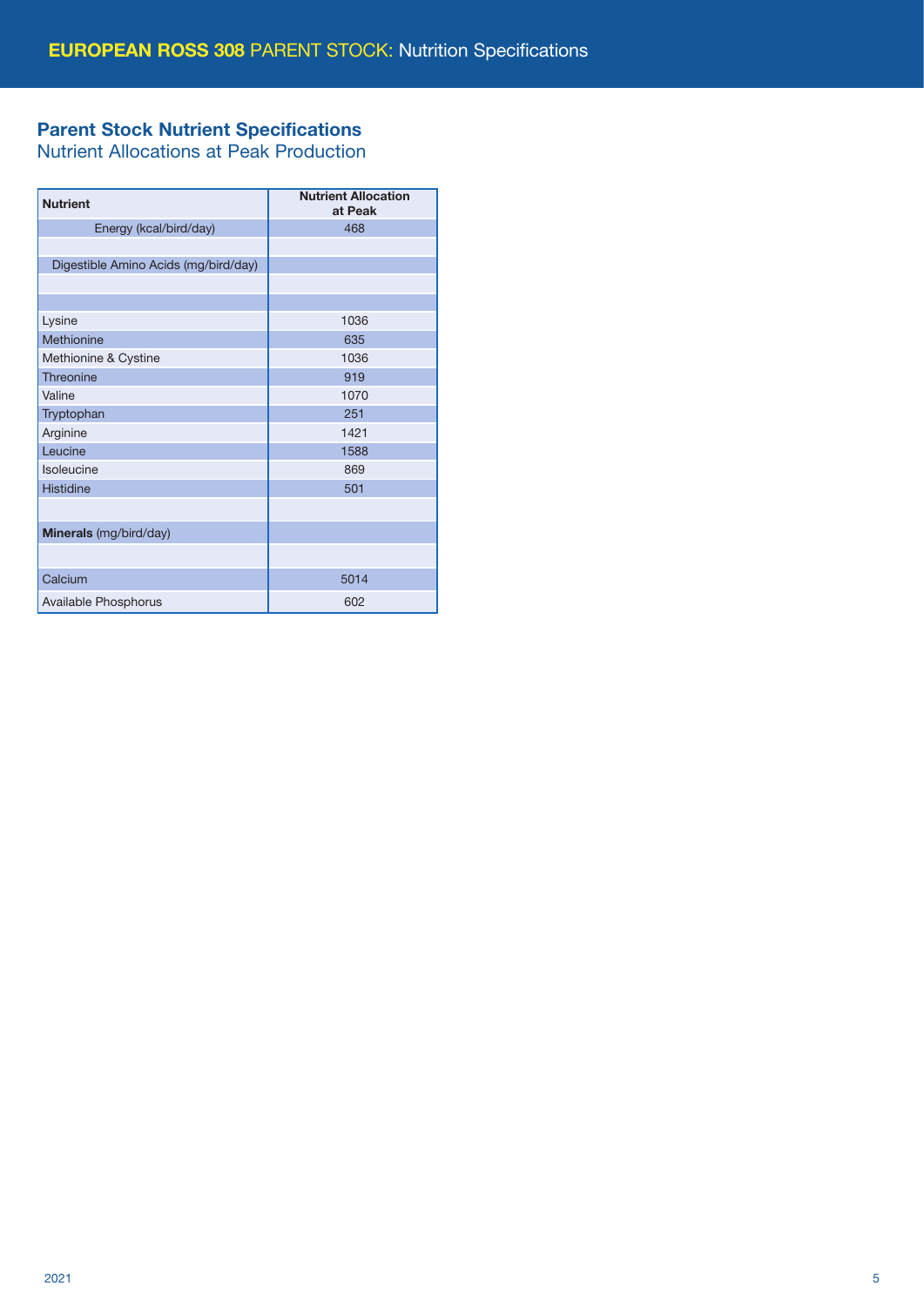## Parent Stock Nutrient Specifications

### Nutrient Allocations at Peak Production

| Nutrient | Nutrient Allocation at Peak |
|---|---|
| Energy (kcal/bird/day) | 468 |
| | |
| Digestible Amino Acids (mg/bird/day) | |
| | |
| | |
| Lysine | 1036 |
| Methionine | 635 |
| Methionine & Cystine | 1036 |
| Threonine | 919 |
| Valine | 1070 |
| Tryptophan | 251 |
| Arginine | 1421 |
| Leucine | 1588 |
| Isoleucine | 869 |
| Histidine | 501 |
| | |
| **Minerals** (mg/bird/day) | |
| | |
| Calcium | 5014 |
| Available Phosphorus | 602 |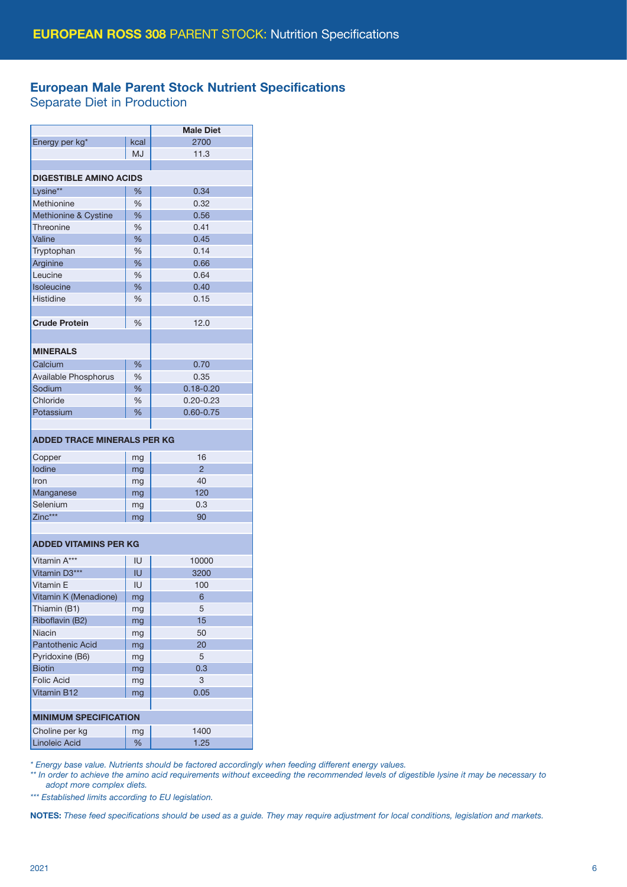# EUROPEAN ROSS 308 PARENT STOCK: Nutrition Specifications

## European Male Parent Stock Nutrient Specifications

Separate Diet in Production

| | | Male Diet |
|---|---|---|
| Energy per kg* | kcal | 2700 |
| | MJ | 11.3 |
| | | |
| **DIGESTIBLE AMINO ACIDS** | | |
| Lysine** | % | 0.34 |
| Methionine | % | 0.32 |
| Methionine & Cystine | % | 0.56 |
| Threonine | % | 0.41 |
| Valine | % | 0.45 |
| Tryptophan | % | 0.14 |
| Arginine | % | 0.66 |
| Leucine | % | 0.64 |
| Isoleucine | % | 0.40 |
| Histidine | % | 0.15 |
| | | |
| **Crude Protein** | % | 12.0 |
| | | |
| **MINERALS** | | |
| Calcium | % | 0.70 |
| Available Phosphorus | % | 0.35 |
| Sodium | % | 0.18-0.20 |
| Chloride | % | 0.20-0.23 |
| Potassium | % | 0.60-0.75 |
| | | |
| **ADDED TRACE MINERALS PER KG** | | |
| Copper | mg | 16 |
| Iodine | mg | 2 |
| Iron | mg | 40 |
| Manganese | mg | 120 |
| Selenium | mg | 0.3 |
| Zinc*** | mg | 90 |
| | | |
| **ADDED VITAMINS PER KG** | | |
| Vitamin A*** | IU | 10000 |
| Vitamin D3*** | IU | 3200 |
| Vitamin E | IU | 100 |
| Vitamin K (Menadione) | mg | 6 |
| Thiamin (B1) | mg | 5 |
| Riboflavin (B2) | mg | 15 |
| Niacin | mg | 50 |
| Pantothenic Acid | mg | 20 |
| Pyridoxine (B6) | mg | 5 |
| Biotin | mg | 0.3 |
| Folic Acid | mg | 3 |
| Vitamin B12 | mg | 0.05 |
| | | |
| **MINIMUM SPECIFICATION** | | |
| Choline per kg | mg | 1400 |
| Linoleic Acid | % | 1.25 |

*\* Energy base value. Nutrients should be factored accordingly when feeding different energy values.*

*\*\* In order to achieve the amino acid requirements without exceeding the recommended levels of digestible lysine it may be necessary to adopt more complex diets.*

*\*\*\* Established limits according to EU legislation.*

**NOTES:** *These feed specifications should be used as a guide. They may require adjustment for local conditions, legislation and markets.*

2021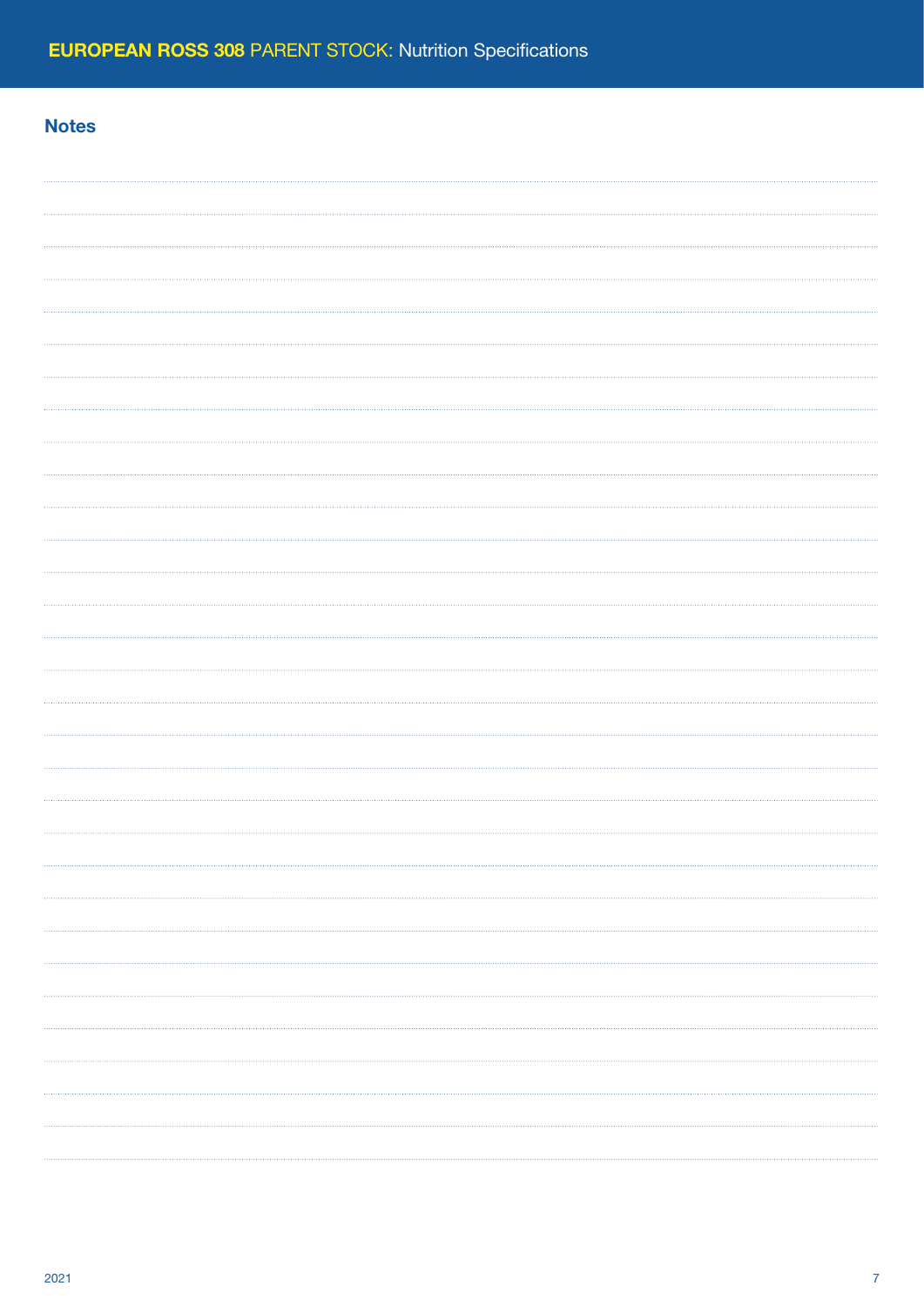## Notes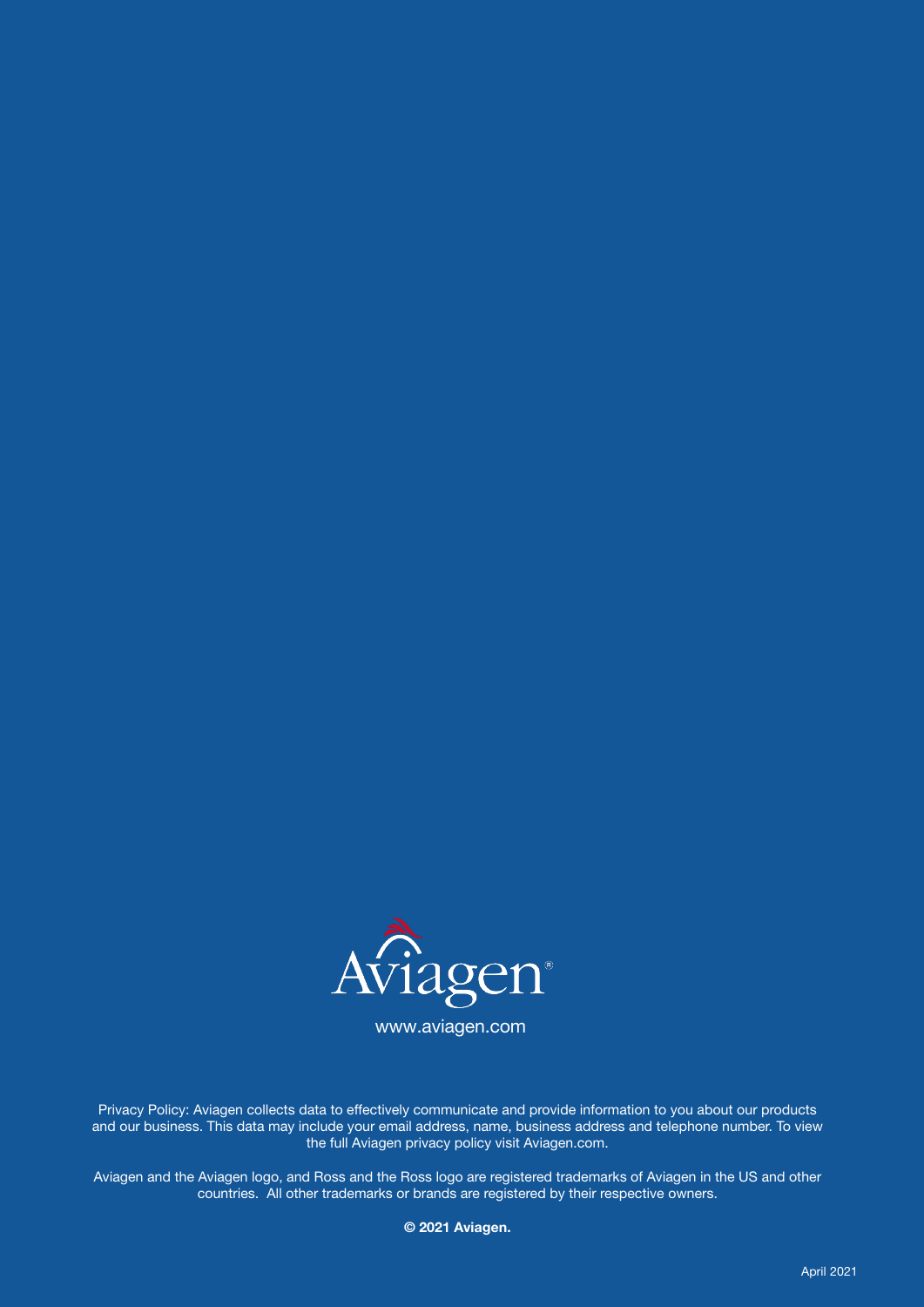Aviagen®

www.aviagen.com

Privacy Policy: Aviagen collects data to effectively communicate and provide information to you about our products and our business. This data may include your email address, name, business address and telephone number. To view the full Aviagen privacy policy visit Aviagen.com.

Aviagen and the Aviagen logo, and Ross and the Ross logo are registered trademarks of Aviagen in the US and other countries. All other trademarks or brands are registered by their respective owners.

**© 2021 Aviagen.**

April 2021